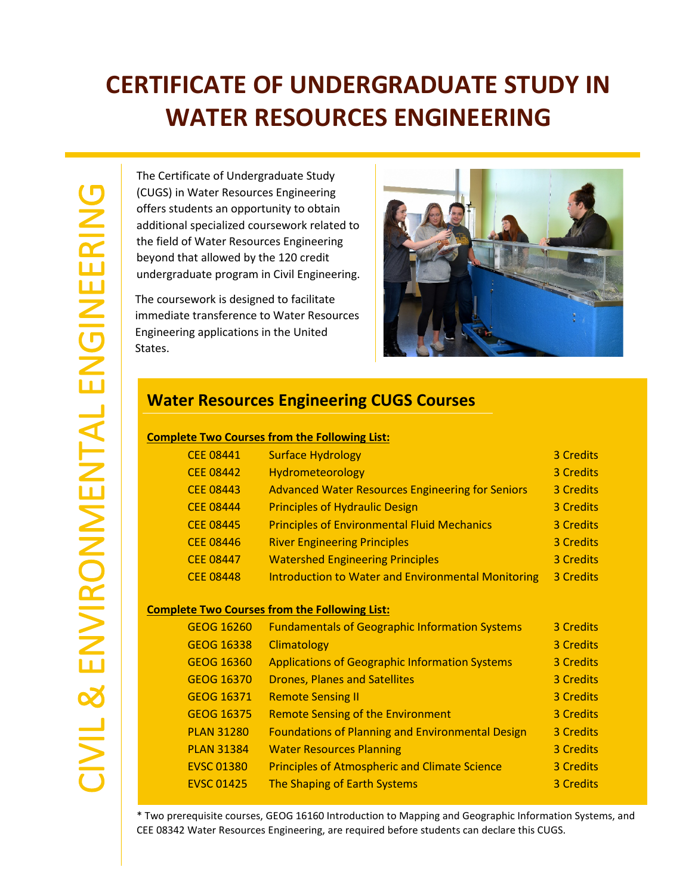# CERTIFICATE OF UNDERGRADUATE STUDY IN WATER RESOURCES ENGINEERING

CIVIL & ENVIRONMENTAL ENGINEERING

The Certificate of Undergraduate Study (CUGS) in Water Resources Engineering offers students an opportunity to obtain additional specialized coursework related to the field of Water Resources Engineering beyond that allowed by the 120 credit undergraduate program in Civil Engineering.

The coursework is designed to facilitate immediate transference to Water Resources Engineering applications in the United States.

## Water Resources Engineering CUGS Courses

**Complete Two Courses from the Following List:**

| | | |
|---|---|---|
| CEE 08441 | Surface Hydrology | 3 Credits |
| CEE 08442 | Hydrometeorology | 3 Credits |
| CEE 08443 | Advanced Water Resources Engineering for Seniors | 3 Credits |
| CEE 08444 | Principles of Hydraulic Design | 3 Credits |
| CEE 08445 | Principles of Environmental Fluid Mechanics | 3 Credits |
| CEE 08446 | River Engineering Principles | 3 Credits |
| CEE 08447 | Watershed Engineering Principles | 3 Credits |
| CEE 08448 | Introduction to Water and Environmental Monitoring | 3 Credits |

**Complete Two Courses from the Following List:**

| | | |
|---|---|---|
| GEOG 16260 | Fundamentals of Geographic Information Systems | 3 Credits |
| GEOG 16338 | Climatology | 3 Credits |
| GEOG 16360 | Applications of Geographic Information Systems | 3 Credits |
| GEOG 16370 | Drones, Planes and Satellites | 3 Credits |
| GEOG 16371 | Remote Sensing II | 3 Credits |
| GEOG 16375 | Remote Sensing of the Environment | 3 Credits |
| PLAN 31280 | Foundations of Planning and Environmental Design | 3 Credits |
| PLAN 31384 | Water Resources Planning | 3 Credits |
| EVSC 01380 | Principles of Atmospheric and Climate Science | 3 Credits |
| EVSC 01425 | The Shaping of Earth Systems | 3 Credits |

* Two prerequisite courses, GEOG 16160 Introduction to Mapping and Geographic Information Systems, and CEE 08342 Water Resources Engineering, are required before students can declare this CUGS.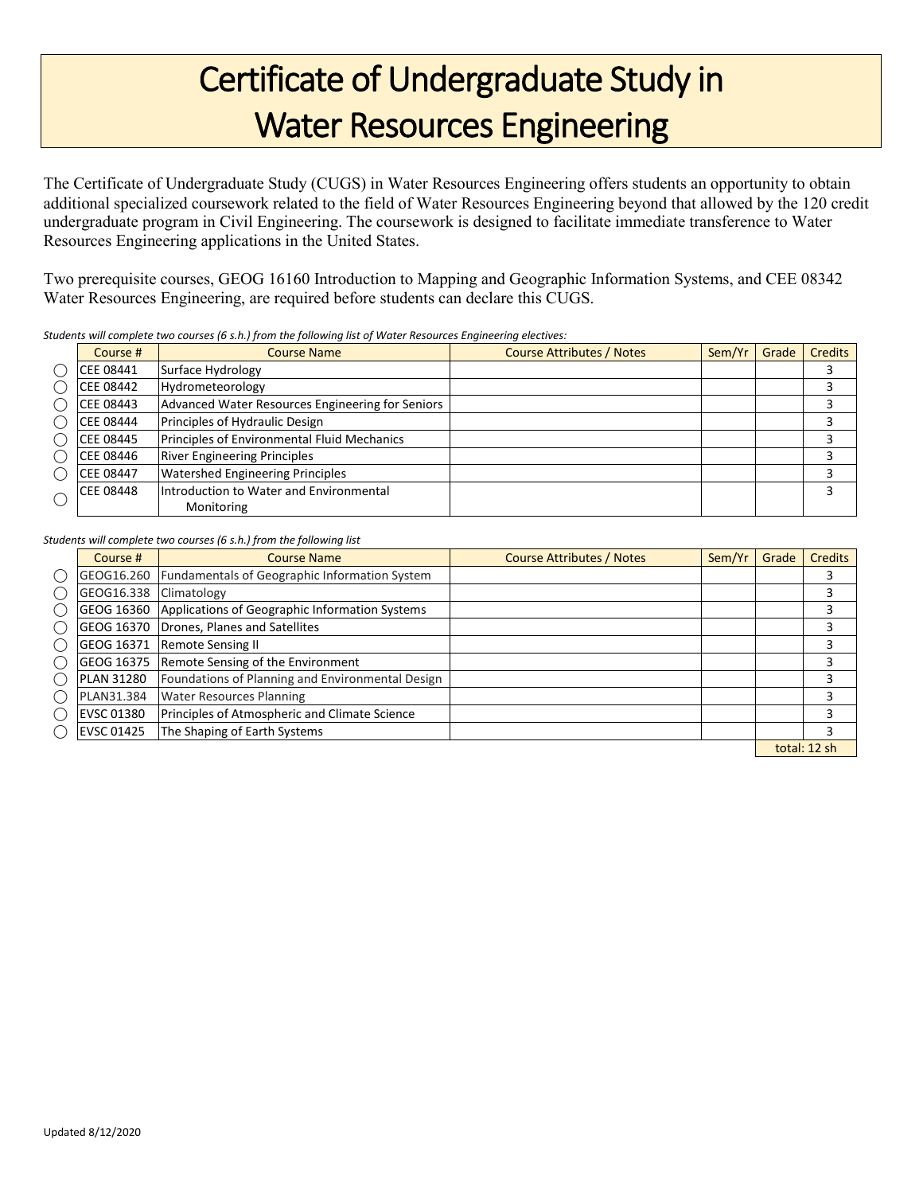# Certificate of Undergraduate Study in Water Resources Engineering

The Certificate of Undergraduate Study (CUGS) in Water Resources Engineering offers students an opportunity to obtain additional specialized coursework related to the field of Water Resources Engineering beyond that allowed by the 120 credit undergraduate program in Civil Engineering. The coursework is designed to facilitate immediate transference to Water Resources Engineering applications in the United States.

Two prerequisite courses, GEOG 16160 Introduction to Mapping and Geographic Information Systems, and CEE 08342 Water Resources Engineering, are required before students can declare this CUGS.

*Students will complete two courses (6 s.h.) from the following list of Water Resources Engineering electives:*

| | Course # | Course Name | Course Attributes / Notes | Sem/Yr | Grade | Credits |
|---|---|---|---|---|---|---|
| ◯ | CEE 08441 | Surface Hydrology | | | | 3 |
| ◯ | CEE 08442 | Hydrometeorology | | | | 3 |
| ◯ | CEE 08443 | Advanced Water Resources Engineering for Seniors | | | | 3 |
| ◯ | CEE 08444 | Principles of Hydraulic Design | | | | 3 |
| ◯ | CEE 08445 | Principles of Environmental Fluid Mechanics | | | | 3 |
| ◯ | CEE 08446 | River Engineering Principles | | | | 3 |
| ◯ | CEE 08447 | Watershed Engineering Principles | | | | 3 |
| ◯ | CEE 08448 | Introduction to Water and Environmental Monitoring | | | | 3 |

*Students will complete two courses (6 s.h.) from the following list*

| | Course # | Course Name | Course Attributes / Notes | Sem/Yr | Grade | Credits |
|---|---|---|---|---|---|---|
| ◯ | GEOG16.260 | Fundamentals of Geographic Information System | | | | 3 |
| ◯ | GEOG16.338 | Climatology | | | | 3 |
| ◯ | GEOG 16360 | Applications of Geographic Information Systems | | | | 3 |
| ◯ | GEOG 16370 | Drones, Planes and Satellites | | | | 3 |
| ◯ | GEOG 16371 | Remote Sensing II | | | | 3 |
| ◯ | GEOG 16375 | Remote Sensing of the Environment | | | | 3 |
| ◯ | PLAN 31280 | Foundations of Planning and Environmental Design | | | | 3 |
| ◯ | PLAN31.384 | Water Resources Planning | | | | 3 |
| ◯ | EVSC 01380 | Principles of Atmospheric and Climate Science | | | | 3 |
| ◯ | EVSC 01425 | The Shaping of Earth Systems | | | | 3 |
| | | | | | total: 12 sh | |

Updated 8/12/2020